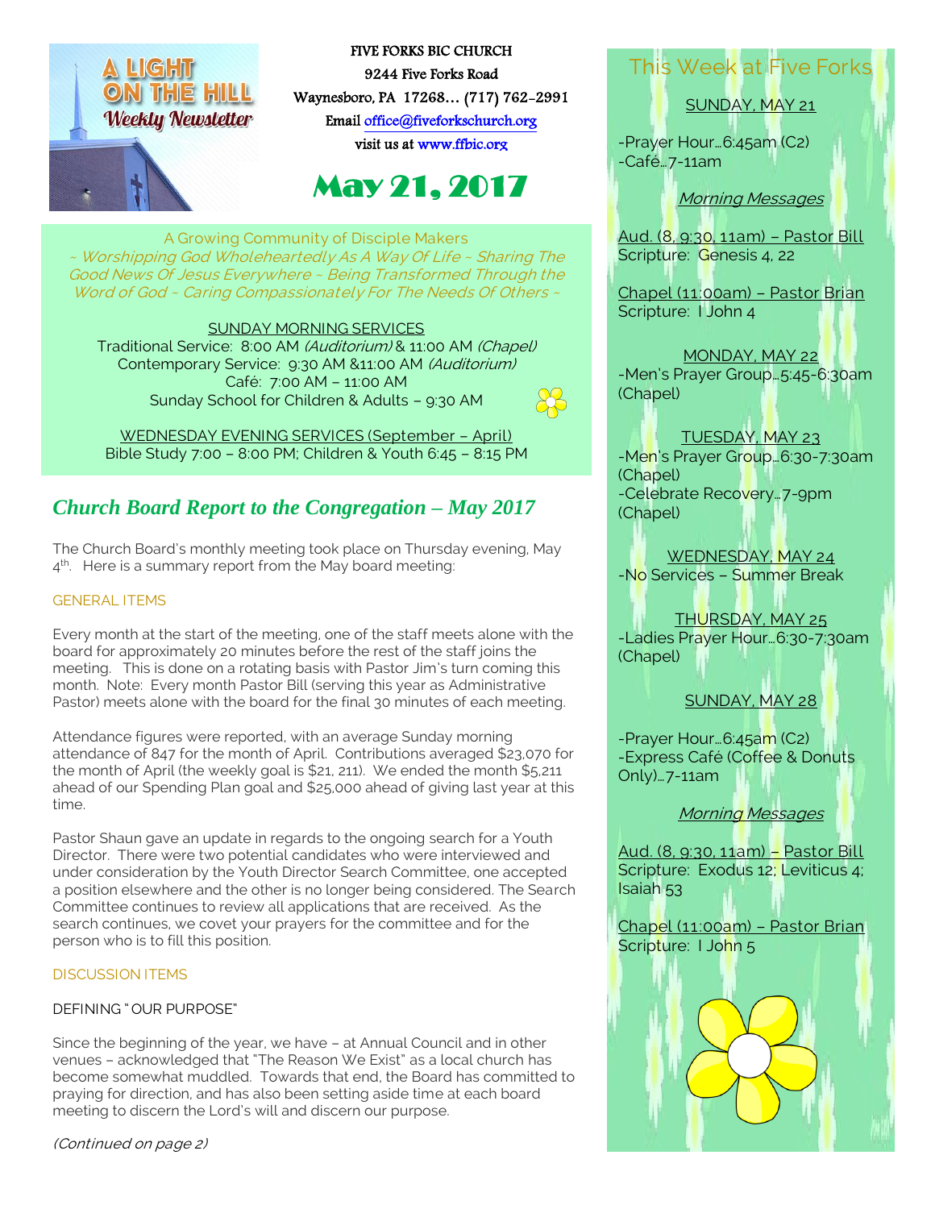A LIGHT ON THE HILL
Weekly Newsletter

**FIVE FORKS BIC CHURCH**
**9244 Five Forks Road**
**Waynesboro, PA 17268… (717) 762-2991**
**Email office@fiveforkschurch.org**
**visit us at www.ffbic.org**

# May 21, 2017

A Growing Community of Disciple Makers

*~ Worshipping God Wholeheartedly As A Way Of Life ~ Sharing The Good News Of Jesus Everywhere ~ Being Transformed Through the Word of God ~ Caring Compassionately For The Needs Of Others ~*

SUNDAY MORNING SERVICES

Traditional Service: 8:00 AM *(Auditorium)* & 11:00 AM *(Chapel)*
Contemporary Service: 9:30 AM &11:00 AM *(Auditorium)*
Café: 7:00 AM – 11:00 AM
Sunday School for Children & Adults – 9:30 AM

WEDNESDAY EVENING SERVICES (September – April)
Bible Study 7:00 – 8:00 PM; Children & Youth 6:45 – 8:15 PM

## *Church Board Report to the Congregation – May 2017*

The Church Board's monthly meeting took place on Thursday evening, May 4th. Here is a summary report from the May board meeting:

### GENERAL ITEMS

Every month at the start of the meeting, one of the staff meets alone with the board for approximately 20 minutes before the rest of the staff joins the meeting. This is done on a rotating basis with Pastor Jim's turn coming this month. Note: Every month Pastor Bill (serving this year as Administrative Pastor) meets alone with the board for the final 30 minutes of each meeting.

Attendance figures were reported, with an average Sunday morning attendance of 847 for the month of April. Contributions averaged $23,070 for the month of April (the weekly goal is $21, 211). We ended the month $5,211 ahead of our Spending Plan goal and $25,000 ahead of giving last year at this time.

Pastor Shaun gave an update in regards to the ongoing search for a Youth Director. There were two potential candidates who were interviewed and under consideration by the Youth Director Search Committee, one accepted a position elsewhere and the other is no longer being considered. The Search Committee continues to review all applications that are received. As the search continues, we covet your prayers for the committee and for the person who is to fill this position.

### DISCUSSION ITEMS

DEFINING "OUR PURPOSE"

Since the beginning of the year, we have – at Annual Council and in other venues – acknowledged that "The Reason We Exist" as a local church has become somewhat muddled. Towards that end, the Board has committed to praying for direction, and has also been setting aside time at each board meeting to discern the Lord's will and discern our purpose.

*(Continued on page 2)*

## This Week at Five Forks

SUNDAY, MAY 21

-Prayer Hour…6:45am (C2)
-Café…7-11am

*Morning Messages*

Aud. (8, 9:30, 11am) – Pastor Bill
Scripture: Genesis 4, 22

Chapel (11:00am) – Pastor Brian
Scripture: I John 4

MONDAY, MAY 22
-Men's Prayer Group…5:45-6:30am (Chapel)

TUESDAY, MAY 23
-Men's Prayer Group…6:30-7:30am (Chapel)
-Celebrate Recovery…7-9pm (Chapel)

WEDNESDAY, MAY 24
-No Services – Summer Break

THURSDAY, MAY 25
-Ladies Prayer Hour…6:30-7:30am (Chapel)

SUNDAY, MAY 28

-Prayer Hour…6:45am (C2)
-Express Café (Coffee & Donuts Only)…7-11am

*Morning Messages*

Aud. (8, 9:30, 11am) – Pastor Bill
Scripture: Exodus 12; Leviticus 4; Isaiah 53

Chapel (11:00am) – Pastor Brian
Scripture: I John 5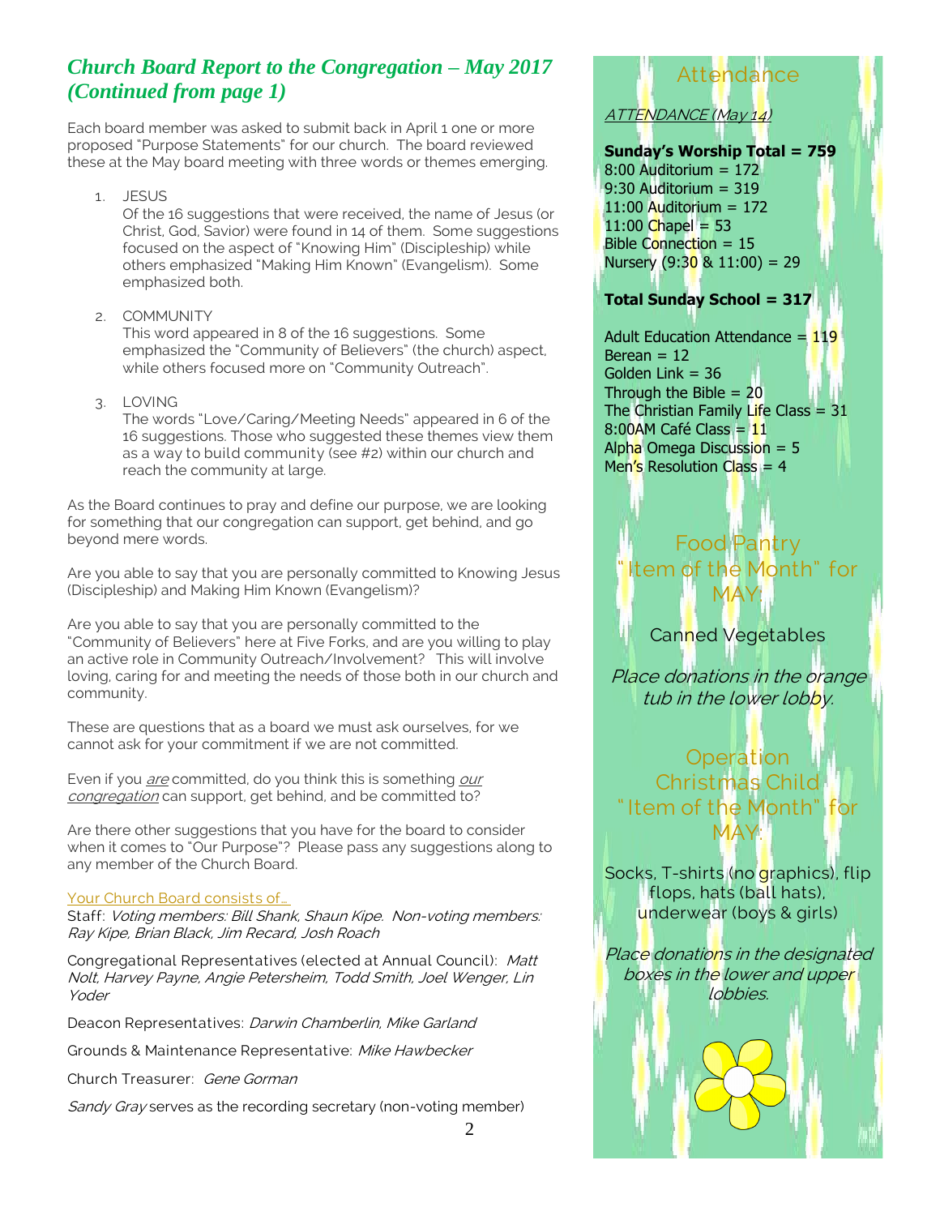## *Church Board Report to the Congregation – May 2017 (Continued from page 1)*

Each board member was asked to submit back in April 1 one or more proposed "Purpose Statements" for our church. The board reviewed these at the May board meeting with three words or themes emerging.

1. JESUS
   Of the 16 suggestions that were received, the name of Jesus (or Christ, God, Savior) were found in 14 of them. Some suggestions focused on the aspect of "Knowing Him" (Discipleship) while others emphasized "Making Him Known" (Evangelism). Some emphasized both.

2. COMMUNITY
   This word appeared in 8 of the 16 suggestions. Some emphasized the "Community of Believers" (the church) aspect, while others focused more on "Community Outreach".

3. LOVING
   The words "Love/Caring/Meeting Needs" appeared in 6 of the 16 suggestions. Those who suggested these themes view them as a way to build community (see #2) within our church and reach the community at large.

As the Board continues to pray and define our purpose, we are looking for something that our congregation can support, get behind, and go beyond mere words.

Are you able to say that you are personally committed to Knowing Jesus (Discipleship) and Making Him Known (Evangelism)?

Are you able to say that you are personally committed to the "Community of Believers" here at Five Forks, and are you willing to play an active role in Community Outreach/Involvement? This will involve loving, caring for and meeting the needs of those both in our church and community.

These are questions that as a board we must ask ourselves, for we cannot ask for your commitment if we are not committed.

Even if you *are* committed, do you think this is something *our congregation* can support, get behind, and be committed to?

Are there other suggestions that you have for the board to consider when it comes to "Our Purpose"? Please pass any suggestions along to any member of the Church Board.

Your Church Board consists of…

Staff: *Voting members: Bill Shank, Shaun Kipe. Non-voting members: Ray Kipe, Brian Black, Jim Recard, Josh Roach*

Congregational Representatives (elected at Annual Council): *Matt Nolt, Harvey Payne, Angie Petersheim, Todd Smith, Joel Wenger, Lin Yoder*

Deacon Representatives: *Darwin Chamberlin, Mike Garland*

Grounds & Maintenance Representative: *Mike Hawbecker*

Church Treasurer: *Gene Gorman*

*Sandy Gray* serves as the recording secretary (non-voting member)

## Attendance

ATTENDANCE (May 14)

**Sunday's Worship Total = 759**
8:00 Auditorium = 172
9:30 Auditorium = 319
11:00 Auditorium = 172
11:00 Chapel = 53
Bible Connection = 15
Nursery (9:30 & 11:00) = 29

**Total Sunday School = 317**

Adult Education Attendance = 119
Berean = 12
Golden Link = 36
Through the Bible = 20
The Christian Family Life Class = 31
8:00AM Café Class = 11
Alpha Omega Discussion = 5
Men's Resolution Class = 4

## Food Pantry "Item of the Month" for MAY:

Canned Vegetables

*Place donations in the orange tub in the lower lobby.*

## Operation Christmas Child "Item of the Month" for MAY:

Socks, T-shirts (no graphics), flip flops, hats (ball hats), underwear (boys & girls)

*Place donations in the designated boxes in the lower and upper lobbies.*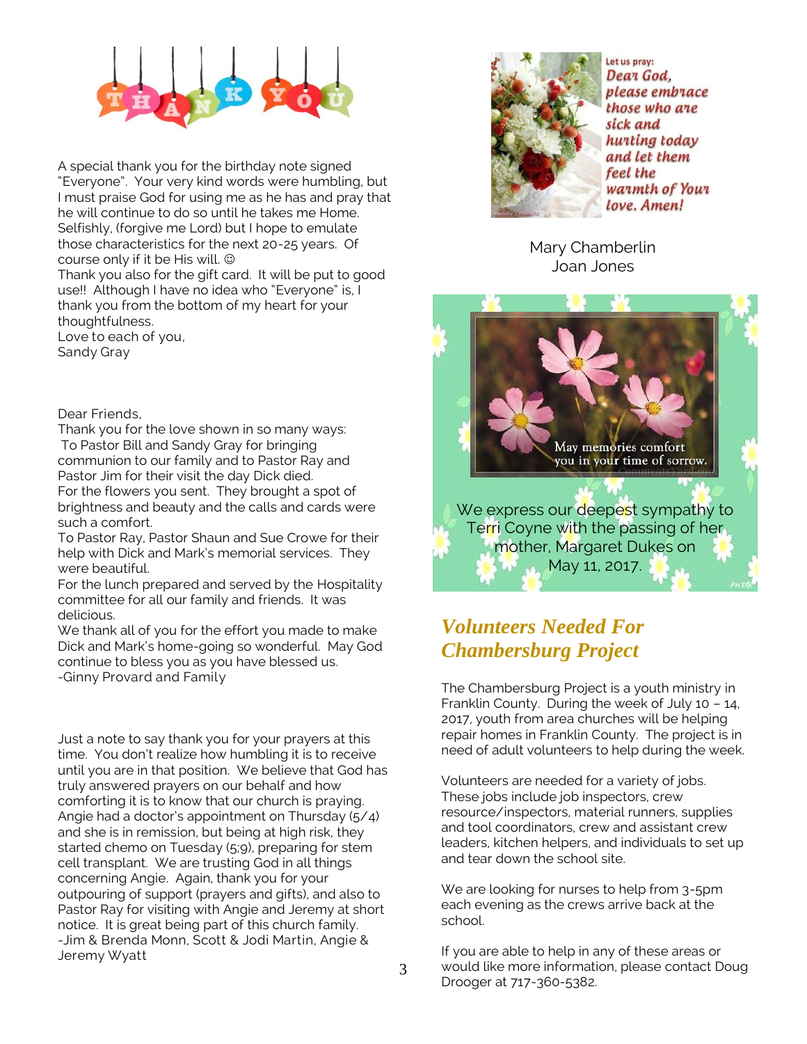A special thank you for the birthday note signed "Everyone". Your very kind words were humbling, but I must praise God for using me as he has and pray that he will continue to do so until he takes me Home. Selfishly, (forgive me Lord) but I hope to emulate those characteristics for the next 20-25 years. Of course only if it be His will. ☺
Thank you also for the gift card. It will be put to good use!! Although I have no idea who "Everyone" is, I thank you from the bottom of my heart for your thoughtfulness.
Love to each of you,
Sandy Gray

Dear Friends,
Thank you for the love shown in so many ways:
To Pastor Bill and Sandy Gray for bringing communion to our family and to Pastor Ray and Pastor Jim for their visit the day Dick died.
For the flowers you sent. They brought a spot of brightness and beauty and the calls and cards were such a comfort.
To Pastor Ray, Pastor Shaun and Sue Crowe for their help with Dick and Mark's memorial services. They were beautiful.
For the lunch prepared and served by the Hospitality committee for all our family and friends. It was delicious.
We thank all of you for the effort you made to make Dick and Mark's home-going so wonderful. May God continue to bless you as you have blessed us.
-Ginny Provard and Family

Just a note to say thank you for your prayers at this time. You don't realize how humbling it is to receive until you are in that position. We believe that God has truly answered prayers on our behalf and how comforting it is to know that our church is praying. Angie had a doctor's appointment on Thursday (5/4) and she is in remission, but being at high risk, they started chemo on Tuesday (5;9), preparing for stem cell transplant. We are trusting God in all things concerning Angie. Again, thank you for your outpouring of support (prayers and gifts), and also to Pastor Ray for visiting with Angie and Jeremy at short notice. It is great being part of this church family.
-Jim & Brenda Monn, Scott & Jodi Martin, Angie & Jeremy Wyatt

Let us pray: Dear God, please embrace those who are sick and hurting today and let them feel the warmth of Your love. Amen!

Mary Chamberlin
Joan Jones

May memories comfort you in your time of sorrow.

We express our deepest sympathy to Terri Coyne with the passing of her mother, Margaret Dukes on May 11, 2017.

## *Volunteers Needed For Chambersburg Project*

The Chambersburg Project is a youth ministry in Franklin County. During the week of July 10 – 14, 2017, youth from area churches will be helping repair homes in Franklin County. The project is in need of adult volunteers to help during the week.

Volunteers are needed for a variety of jobs. These jobs include job inspectors, crew resource/inspectors, material runners, supplies and tool coordinators, crew and assistant crew leaders, kitchen helpers, and individuals to set up and tear down the school site.

We are looking for nurses to help from 3-5pm each evening as the crews arrive back at the school.

If you are able to help in any of these areas or would like more information, please contact Doug Drooger at 717-360-5382.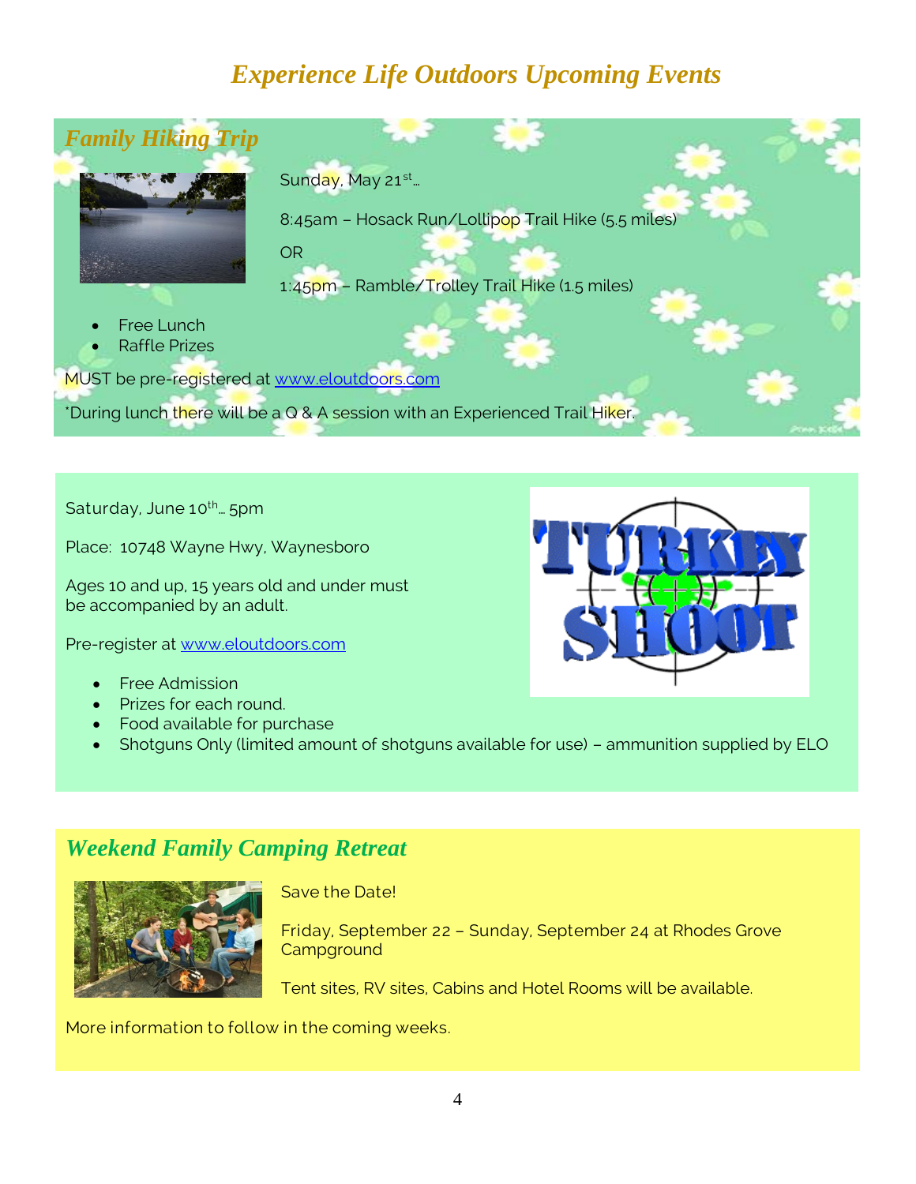# Experience Life Outdoors Upcoming Events

## Family Hiking Trip

Sunday, May 21st…

8:45am – Hosack Run/Lollipop Trail Hike (5.5 miles)

OR

1:45pm – Ramble/Trolley Trail Hike (1.5 miles)

- Free Lunch
- Raffle Prizes

MUST be pre-registered at www.eloutdoors.com

*During lunch there will be a Q & A session with an Experienced Trail Hiker.

Saturday, June 10th… 5pm

Place: 10748 Wayne Hwy, Waynesboro

Ages 10 and up, 15 years old and under must be accompanied by an adult.

Pre-register at www.eloutdoors.com

- Free Admission
- Prizes for each round.
- Food available for purchase
- Shotguns Only (limited amount of shotguns available for use) – ammunition supplied by ELO

## Weekend Family Camping Retreat

Save the Date!

Friday, September 22 – Sunday, September 24 at Rhodes Grove Campground

Tent sites, RV sites, Cabins and Hotel Rooms will be available.

More information to follow in the coming weeks.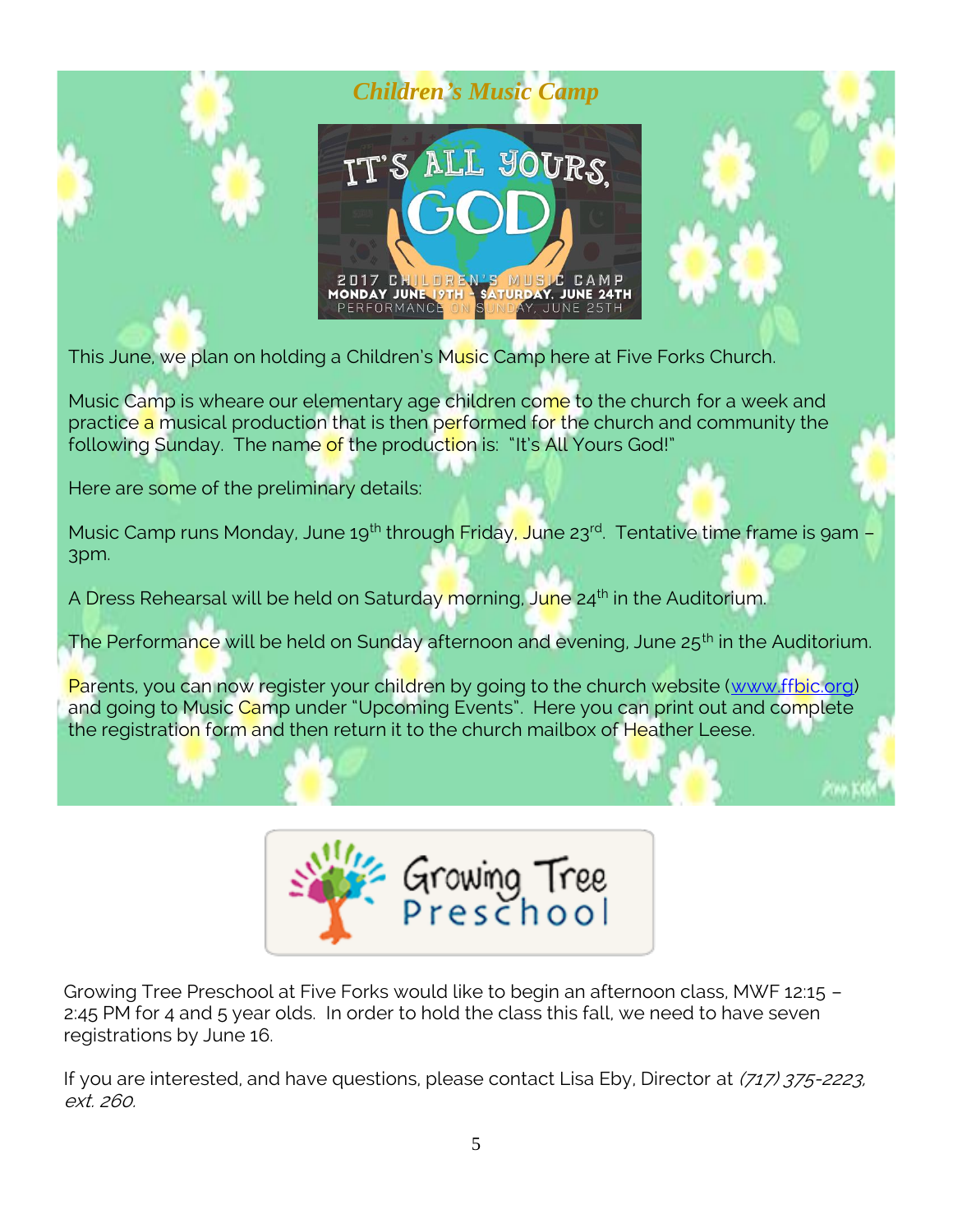## *Children's Music Camp*

This June, we plan on holding a Children's Music Camp here at Five Forks Church.

Music Camp is wheare our elementary age children come to the church for a week and practice a musical production that is then performed for the church and community the following Sunday. The name of the production is: "It's All Yours God!"

Here are some of the preliminary details:

Music Camp runs Monday, June 19th through Friday, June 23rd. Tentative time frame is 9am – 3pm.

A Dress Rehearsal will be held on Saturday morning, June 24th in the Auditorium.

The Performance will be held on Sunday afternoon and evening, June 25th in the Auditorium.

Parents, you can now register your children by going to the church website (www.ffbic.org) and going to Music Camp under "Upcoming Events". Here you can print out and complete the registration form and then return it to the church mailbox of Heather Leese.

Growing Tree Preschool at Five Forks would like to begin an afternoon class, MWF 12:15 – 2:45 PM for 4 and 5 year olds. In order to hold the class this fall, we need to have seven registrations by June 16.

If you are interested, and have questions, please contact Lisa Eby, Director at *(717) 375-2223, ext. 260.*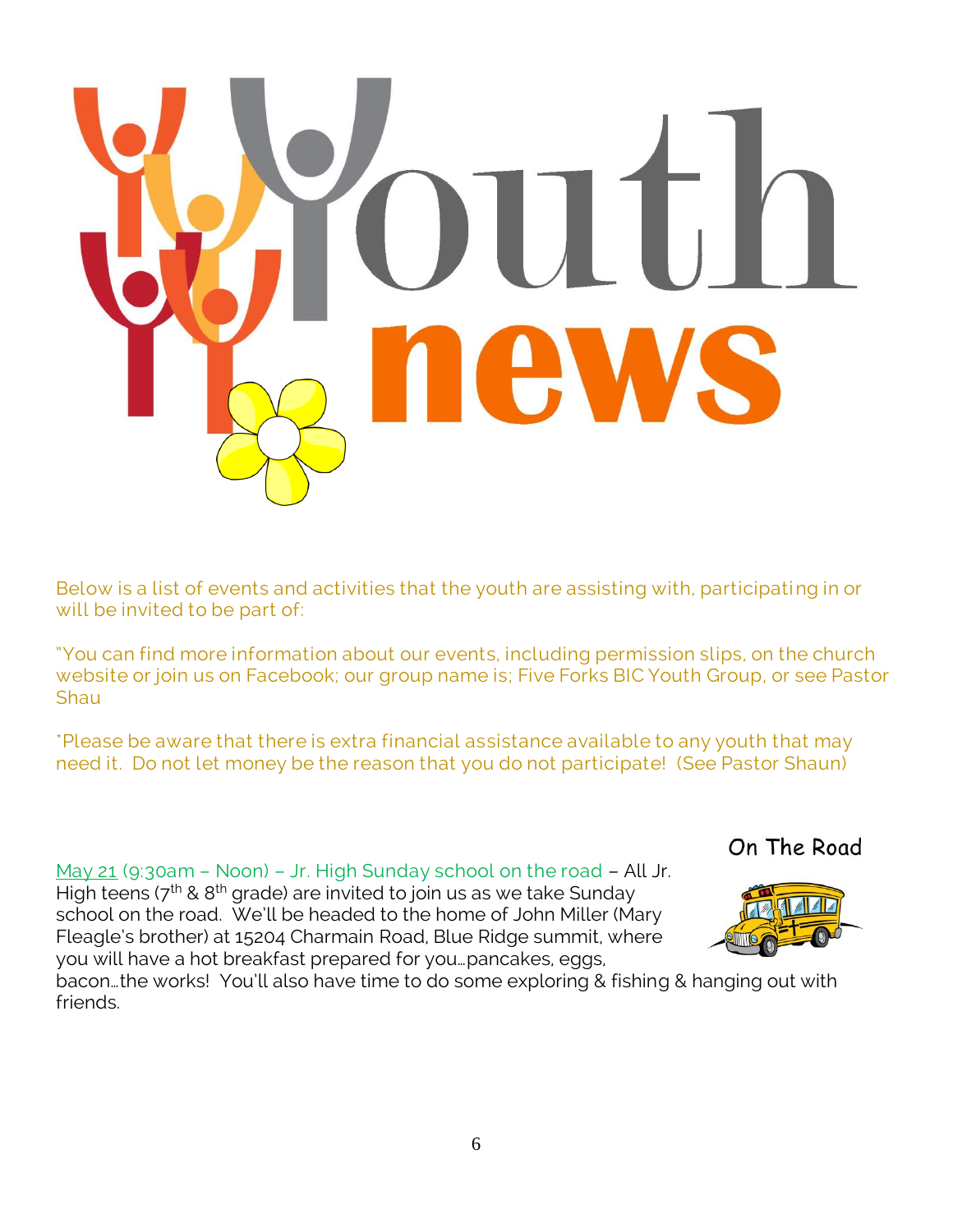# Youth news

Below is a list of events and activities that the youth are assisting with, participating in or will be invited to be part of:

"You can find more information about our events, including permission slips, on the church website or join us on Facebook; our group name is; Five Forks BIC Youth Group, or see Pastor Shau

*Please be aware that there is extra financial assistance available to any youth that may need it. Do not let money be the reason that you do not participate! (See Pastor Shaun)

### On The Road

May 21 (9:30am – Noon) – Jr. High Sunday school on the road – All Jr. High teens (7th & 8th grade) are invited to join us as we take Sunday school on the road. We'll be headed to the home of John Miller (Mary Fleagle's brother) at 15204 Charmain Road, Blue Ridge summit, where you will have a hot breakfast prepared for you…pancakes, eggs, bacon…the works! You'll also have time to do some exploring & fishing & hanging out with friends.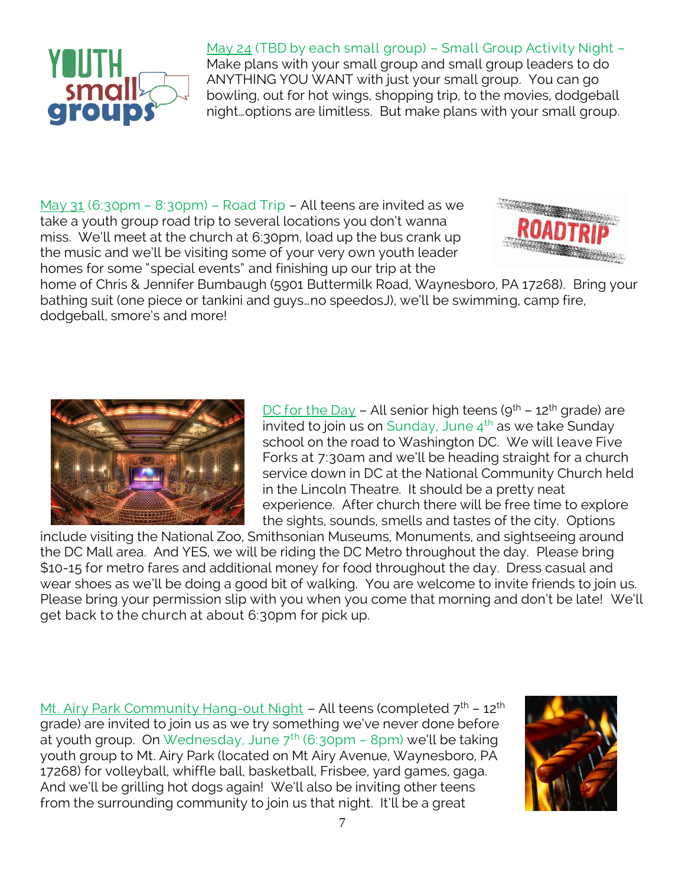May 24 (TBD by each small group) – Small Group Activity Night – Make plans with your small group and small group leaders to do ANYTHING YOU WANT with just your small group. You can go bowling, out for hot wings, shopping trip, to the movies, dodgeball night…options are limitless. But make plans with your small group.

May 31 (6:30pm – 8:30pm) – Road Trip – All teens are invited as we take a youth group road trip to several locations you don't wanna miss. We'll meet at the church at 6:30pm, load up the bus crank up the music and we'll be visiting some of your very own youth leader homes for some "special events" and finishing up our trip at the home of Chris & Jennifer Bumbaugh (5901 Buttermilk Road, Waynesboro, PA 17268). Bring your bathing suit (one piece or tankini and guys…no speedosJ), we'll be swimming, camp fire, dodgeball, smore's and more!

DC for the Day – All senior high teens (9th – 12th grade) are invited to join us on Sunday, June 4th as we take Sunday school on the road to Washington DC. We will leave Five Forks at 7:30am and we'll be heading straight for a church service down in DC at the National Community Church held in the Lincoln Theatre. It should be a pretty neat experience. After church there will be free time to explore the sights, sounds, smells and tastes of the city. Options include visiting the National Zoo, Smithsonian Museums, Monuments, and sightseeing around the DC Mall area. And YES, we will be riding the DC Metro throughout the day. Please bring $10-15 for metro fares and additional money for food throughout the day. Dress casual and wear shoes as we'll be doing a good bit of walking. You are welcome to invite friends to join us. Please bring your permission slip with you when you come that morning and don't be late! We'll get back to the church at about 6:30pm for pick up.

Mt. Airy Park Community Hang-out Night – All teens (completed 7th – 12th grade) are invited to join us as we try something we've never done before at youth group. On Wednesday, June 7th (6:30pm – 8pm) we'll be taking youth group to Mt. Airy Park (located on Mt Airy Avenue, Waynesboro, PA 17268) for volleyball, whiffle ball, basketball, Frisbee, yard games, gaga. And we'll be grilling hot dogs again! We'll also be inviting other teens from the surrounding community to join us that night. It'll be a great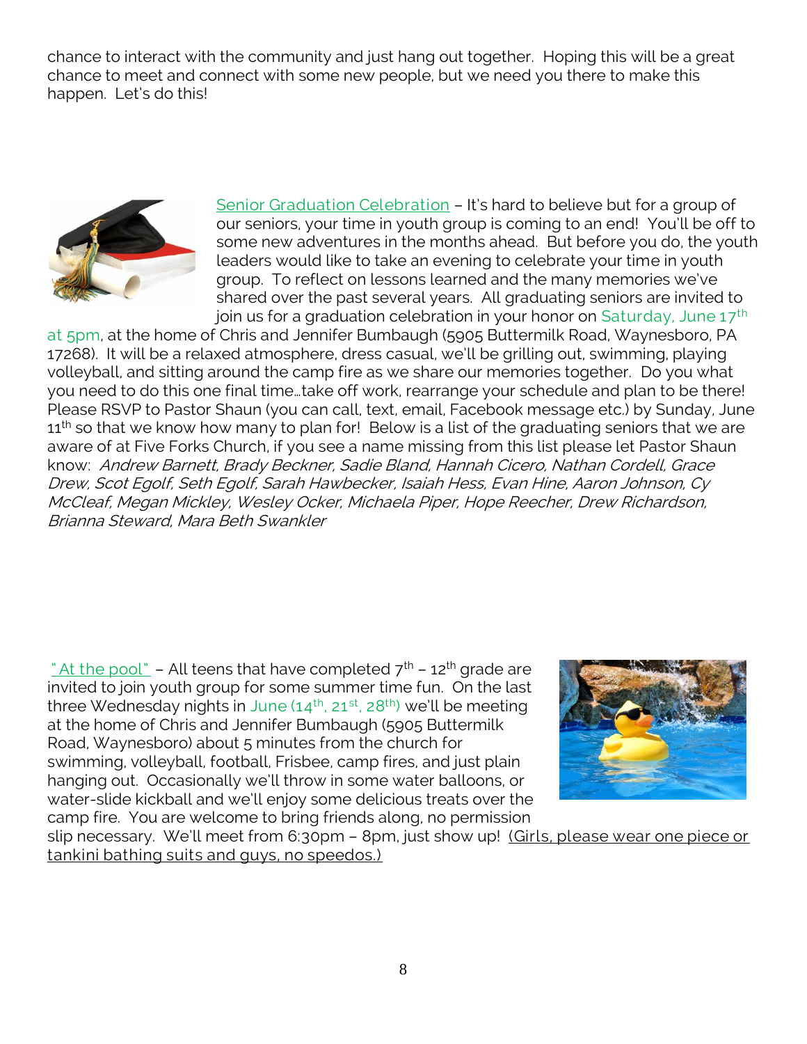chance to interact with the community and just hang out together. Hoping this will be a great chance to meet and connect with some new people, but we need you there to make this happen. Let's do this!

Senior Graduation Celebration – It's hard to believe but for a group of our seniors, your time in youth group is coming to an end! You'll be off to some new adventures in the months ahead. But before you do, the youth leaders would like to take an evening to celebrate your time in youth group. To reflect on lessons learned and the many memories we've shared over the past several years. All graduating seniors are invited to join us for a graduation celebration in your honor on Saturday, June 17th at 5pm, at the home of Chris and Jennifer Bumbaugh (5905 Buttermilk Road, Waynesboro, PA 17268). It will be a relaxed atmosphere, dress casual, we'll be grilling out, swimming, playing volleyball, and sitting around the camp fire as we share our memories together. Do you what you need to do this one final time…take off work, rearrange your schedule and plan to be there! Please RSVP to Pastor Shaun (you can call, text, email, Facebook message etc.) by Sunday, June 11th so that we know how many to plan for! Below is a list of the graduating seniors that we are aware of at Five Forks Church, if you see a name missing from this list please let Pastor Shaun know: *Andrew Barnett, Brady Beckner, Sadie Bland, Hannah Cicero, Nathan Cordell, Grace Drew, Scot Egolf, Seth Egolf, Sarah Hawbecker, Isaiah Hess, Evan Hine, Aaron Johnson, Cy McCleaf, Megan Mickley, Wesley Ocker, Michaela Piper, Hope Reecher, Drew Richardson, Brianna Steward, Mara Beth Swankler*

" At the pool" – All teens that have completed 7th – 12th grade are invited to join youth group for some summer time fun. On the last three Wednesday nights in June (14th, 21st, 28th) we'll be meeting at the home of Chris and Jennifer Bumbaugh (5905 Buttermilk Road, Waynesboro) about 5 minutes from the church for swimming, volleyball, football, Frisbee, camp fires, and just plain hanging out. Occasionally we'll throw in some water balloons, or water-slide kickball and we'll enjoy some delicious treats over the camp fire. You are welcome to bring friends along, no permission slip necessary. We'll meet from 6:30pm – 8pm, just show up! (Girls, please wear one piece or tankini bathing suits and guys, no speedos.)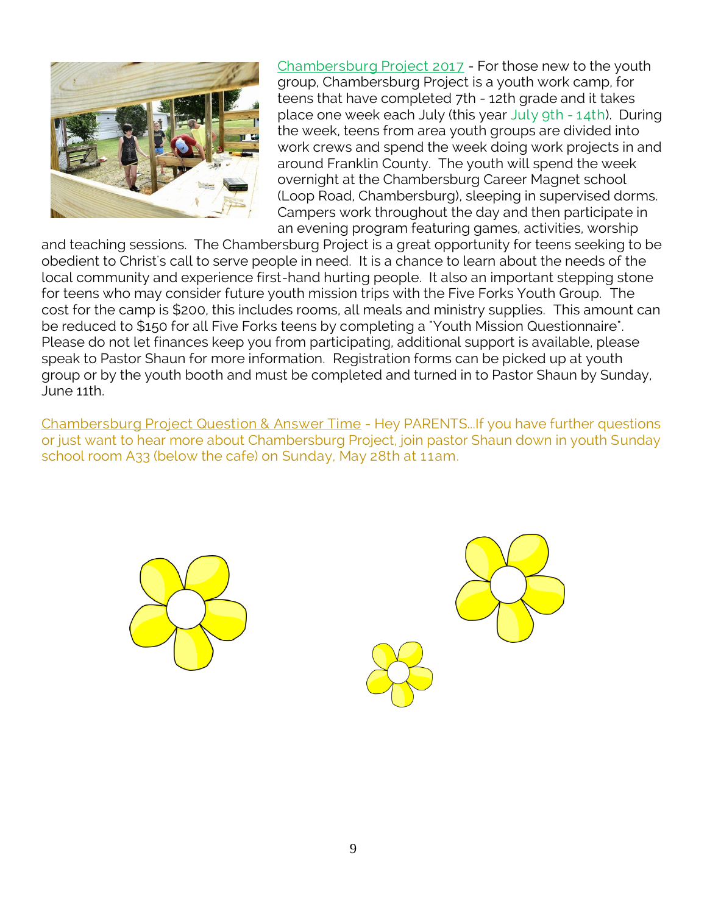Chambersburg Project 2017 - For those new to the youth group, Chambersburg Project is a youth work camp, for teens that have completed 7th - 12th grade and it takes place one week each July (this year July 9th - 14th). During the week, teens from area youth groups are divided into work crews and spend the week doing work projects in and around Franklin County. The youth will spend the week overnight at the Chambersburg Career Magnet school (Loop Road, Chambersburg), sleeping in supervised dorms. Campers work throughout the day and then participate in an evening program featuring games, activities, worship and teaching sessions. The Chambersburg Project is a great opportunity for teens seeking to be obedient to Christ's call to serve people in need. It is a chance to learn about the needs of the local community and experience first-hand hurting people. It also an important stepping stone for teens who may consider future youth mission trips with the Five Forks Youth Group. The cost for the camp is $200, this includes rooms, all meals and ministry supplies. This amount can be reduced to $150 for all Five Forks teens by completing a "Youth Mission Questionnaire". Please do not let finances keep you from participating, additional support is available, please speak to Pastor Shaun for more information. Registration forms can be picked up at youth group or by the youth booth and must be completed and turned in to Pastor Shaun by Sunday, June 11th.

Chambersburg Project Question & Answer Time - Hey PARENTS...If you have further questions or just want to hear more about Chambersburg Project, join pastor Shaun down in youth Sunday school room A33 (below the cafe) on Sunday, May 28th at 11am.